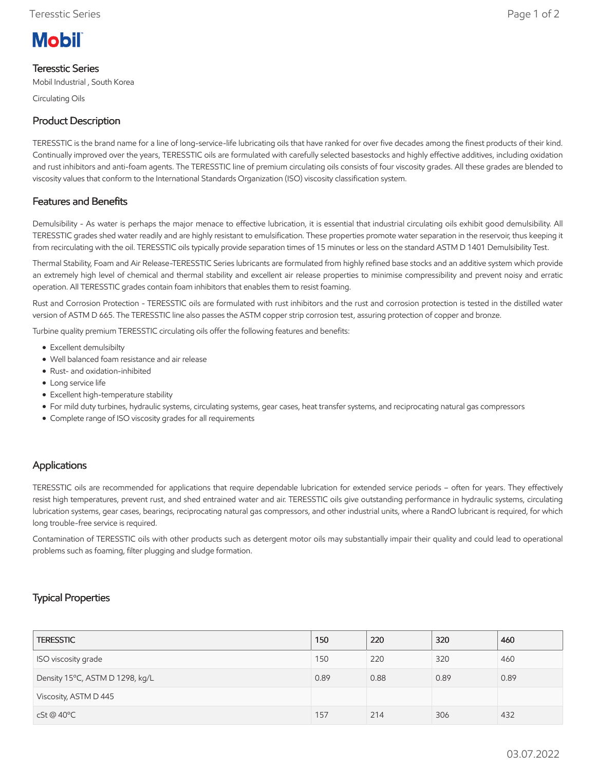Mobil

## Teresstic Series

Mobil Industrial , South Korea

Circulating Oils

## Product Description

TERESSTIC is the brand name for a line of long-service-life lubricating oils that have ranked for over five decades among the finest products of their kind. Continually improved over the years, TERESSTIC oils are formulated with carefully selected basestocks and highly effective additives, including oxidation and rust inhibitors and anti-foam agents. The TERESSTIC line of premium circulating oils consists of four viscosity grades. All these grades are blended to viscosity values that conform to the International Standards Organization (ISO) viscosity classification system.

## Features and Benefits

Demulsibility - As water is perhaps the major menace to effective lubrication, it is essential that industrial circulating oils exhibit good demulsibility. All TERESSTIC grades shed water readily and are highly resistant to emulsification. These properties promote water separation in the reservoir, thus keeping it from recirculating with the oil. TERESSTIC oils typically provide separation times of 15 minutes or less on the standard ASTM D 1401 Demulsibility Test.

Thermal Stability, Foam and Air Release-TERESSTIC Series lubricants are formulated from highly refined base stocks and an additive system which provide an extremely high level of chemical and thermal stability and excellent air release properties to minimise compressibility and prevent noisy and erratic operation. All TERESSTIC grades contain foam inhibitors that enables them to resist foaming.

Rust and Corrosion Protection - TERESSTIC oils are formulated with rust inhibitors and the rust and corrosion protection is tested in the distilled water version of ASTM D 665. The TERESSTIC line also passes the ASTM copper strip corrosion test, assuring protection of copper and bronze.

Turbine quality premium TERESSTIC circulating oils offer the following features and benefits:

- Excellent demulsibilty
- Well balanced foam resistance and air release
- Rust- and oxidation-inhibited
- Long service life
- Excellent high-temperature stability
- For mild duty turbines, hydraulic systems, circulating systems, gear cases, heat transfer systems, and reciprocating natural gas compressors
- Complete range of ISO viscosity grades for all requirements

## Applications

TERESSTIC oils are recommended for applications that require dependable lubrication for extended service periods – often for years. They effectively resist high temperatures, prevent rust, and shed entrained water and air. TERESSTIC oils give outstanding performance in hydraulic systems, circulating lubrication systems, gear cases, bearings, reciprocating natural gas compressors, and other industrial units, where a RandO lubricant is required, for which long trouble-free service is required.

Contamination of TERESSTIC oils with other products such as detergent motor oils may substantially impair their quality and could lead to operational problems such as foaming, filter plugging and sludge formation.

## Typical Properties

| TERESSTIC | 150 | 220 | 320 | 460 |
|---|---|---|---|---|
| ISO viscosity grade | 150 | 220 | 320 | 460 |
| Density 15°C, ASTM D 1298, kg/L | 0.89 | 0.88 | 0.89 | 0.89 |
| Viscosity, ASTM D 445 | | | | |
| cSt @ 40°C | 157 | 214 | 306 | 432 |

03.07.2022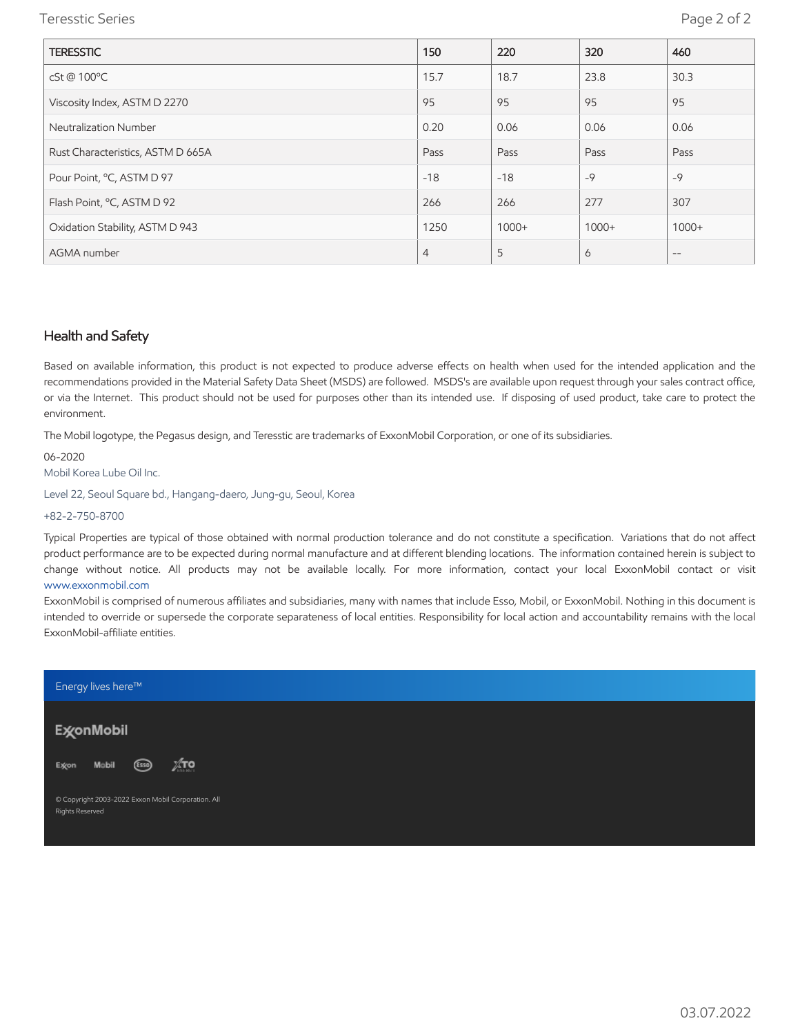| TERESSTIC | 150 | 220 | 320 | 460 |
|---|---|---|---|---|
| cSt @ 100ºC | 15.7 | 18.7 | 23.8 | 30.3 |
| Viscosity Index, ASTM D 2270 | 95 | 95 | 95 | 95 |
| Neutralization Number | 0.20 | 0.06 | 0.06 | 0.06 |
| Rust Characteristics, ASTM D 665A | Pass | Pass | Pass | Pass |
| Pour Point, ºC, ASTM D 97 | -18 | -18 | -9 | -9 |
| Flash Point, ºC, ASTM D 92 | 266 | 266 | 277 | 307 |
| Oxidation Stability, ASTM D 943 | 1250 | 1000+ | 1000+ | 1000+ |
| AGMA number | 4 | 5 | 6 | -- |

## Health and Safety

Based on available information, this product is not expected to produce adverse effects on health when used for the intended application and the recommendations provided in the Material Safety Data Sheet (MSDS) are followed. MSDS's are available upon request through your sales contract office, or via the Internet. This product should not be used for purposes other than its intended use. If disposing of used product, take care to protect the environment.

The Mobil logotype, the Pegasus design, and Teresstic are trademarks of ExxonMobil Corporation, or one of its subsidiaries.

06-2020

Mobil Korea Lube Oil Inc.

Level 22, Seoul Square bd., Hangang-daero, Jung-gu, Seoul, Korea

+82-2-750-8700

Typical Properties are typical of those obtained with normal production tolerance and do not constitute a specification. Variations that do not affect product performance are to be expected during normal manufacture and at different blending locations. The information contained herein is subject to change without notice. All products may not be available locally. For more information, contact your local ExxonMobil contact or visit www.exxonmobil.com

ExxonMobil is comprised of numerous affiliates and subsidiaries, many with names that include Esso, Mobil, or ExxonMobil. Nothing in this document is intended to override or supersede the corporate separateness of local entities. Responsibility for local action and accountability remains with the local ExxonMobil-affiliate entities.

Energy lives here™

ExxonMobil

Exxon Mobil Esso XTO

© Copyright 2003-2022 Exxon Mobil Corporation. All Rights Reserved